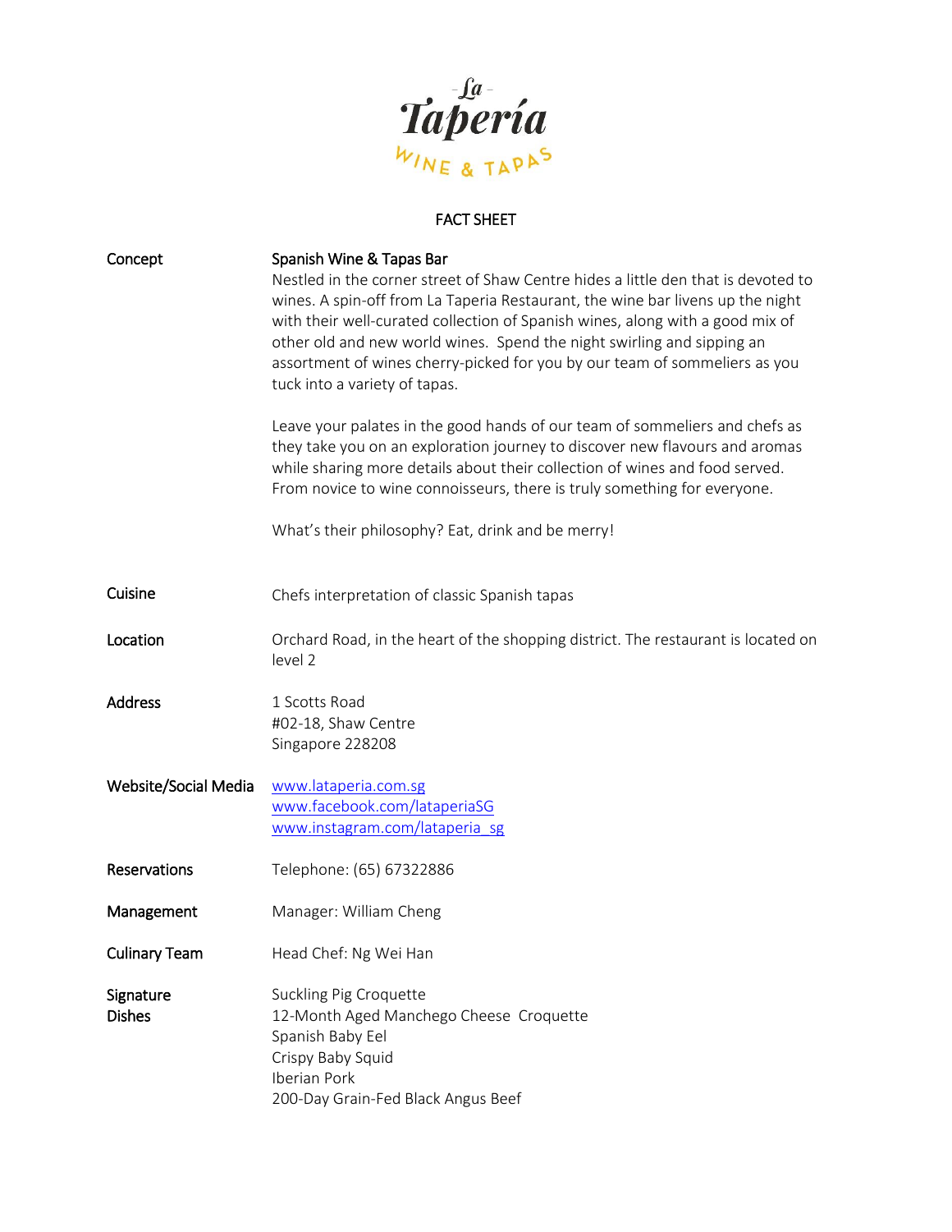# La Tapería

WINE & TAPAS

## FACT SHEET

| | |
|---|---|
| Concept | **Spanish Wine & Tapas Bar**<br>Nestled in the corner street of Shaw Centre hides a little den that is devoted to wines. A spin-off from La Taperia Restaurant, the wine bar livens up the night with their well-curated collection of Spanish wines, along with a good mix of other old and new world wines. Spend the night swirling and sipping an assortment of wines cherry-picked for you by our team of sommeliers as you tuck into a variety of tapas.<br><br>Leave your palates in the good hands of our team of sommeliers and chefs as they take you on an exploration journey to discover new flavours and aromas while sharing more details about their collection of wines and food served. From novice to wine connoisseurs, there is truly something for everyone.<br><br>What's their philosophy? Eat, drink and be merry! |
| Cuisine | Chefs interpretation of classic Spanish tapas |
| Location | Orchard Road, in the heart of the shopping district. The restaurant is located on level 2 |
| Address | 1 Scotts Road<br>#02-18, Shaw Centre<br>Singapore 228208 |
| Website/Social Media | www.lataperia.com.sg<br>www.facebook.com/lataperiaSG<br>www.instagram.com/lataperia_sg |
| Reservations | Telephone: (65) 67322886 |
| Management | Manager: William Cheng |
| Culinary Team | Head Chef: Ng Wei Han |
| Signature Dishes | Suckling Pig Croquette<br>12-Month Aged Manchego Cheese Croquette<br>Spanish Baby Eel<br>Crispy Baby Squid<br>Iberian Pork<br>200-Day Grain-Fed Black Angus Beef |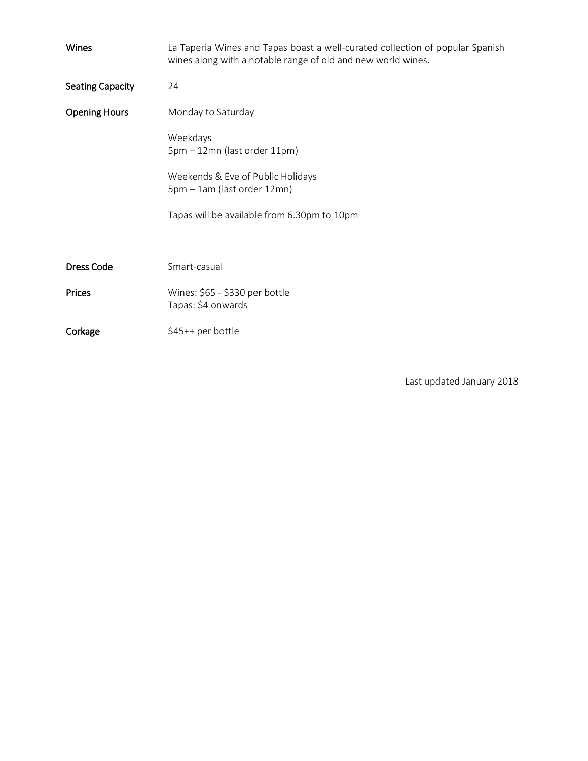| | |
|---|---|
| **Wines** | La Taperia Wines and Tapas boast a well-curated collection of popular Spanish wines along with a notable range of old and new world wines. |
| **Seating Capacity** | 24 |
| **Opening Hours** | Monday to Saturday<br><br>Weekdays<br>5pm – 12mn (last order 11pm)<br><br>Weekends & Eve of Public Holidays<br>5pm – 1am (last order 12mn)<br><br>Tapas will be available from 6.30pm to 10pm |
| **Dress Code** | Smart-casual |
| **Prices** | Wines: $65 - $330 per bottle<br>Tapas: $4 onwards |
| **Corkage** | $45++ per bottle |

Last updated January 2018